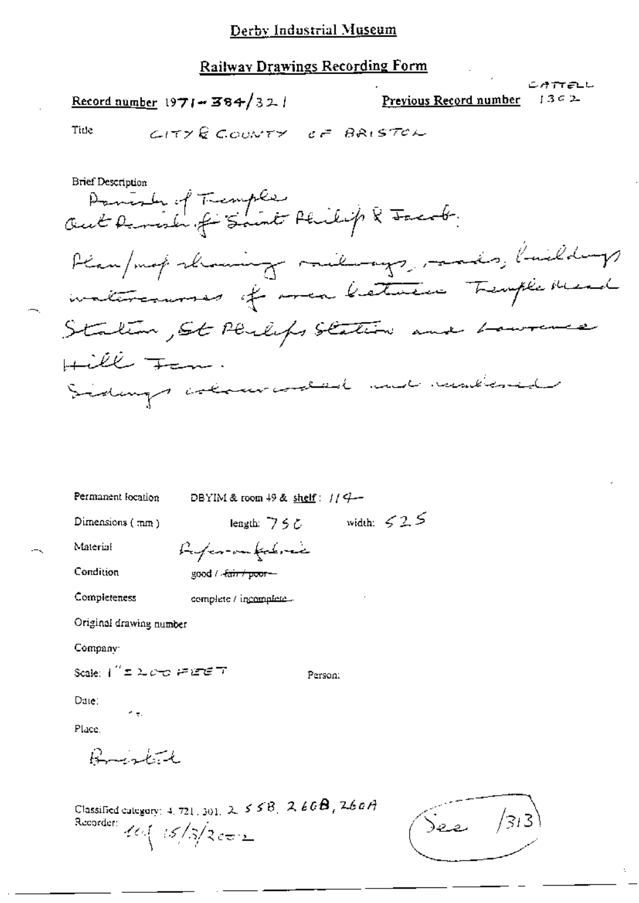# Derby Industrial Museum

## Railway Drawings Recording Form

**Record number** 1971-384/321

**Previous Record number** CATTELL 1302

Title CITY & COUNTY OF BRISTOL

Brief Description

Parish of Temple

Out Parish of Saint Philip & Jacob.

Plan/map showing railways, roads, buildings watercourses of area between Temple Mead Station, St Philips Station and Lawrence Hill Farm.

Sidings coloured and numbered

Permanent location DBYIM & room 49 & shelf: 114

Dimensions (mm) length: 750 width: 525

Material Paper on fabric

Condition good / ~~fair / poor~~

Completeness complete / ~~incomplete~~

Original drawing number

Company

Scale: 1" = 200 FEET

Person:

Date:

Place:

Bristol

Classified category: 4. 721. 301. 2. 55B, 260B, 260A

Recorder: ICJ 15/3/2002

See /313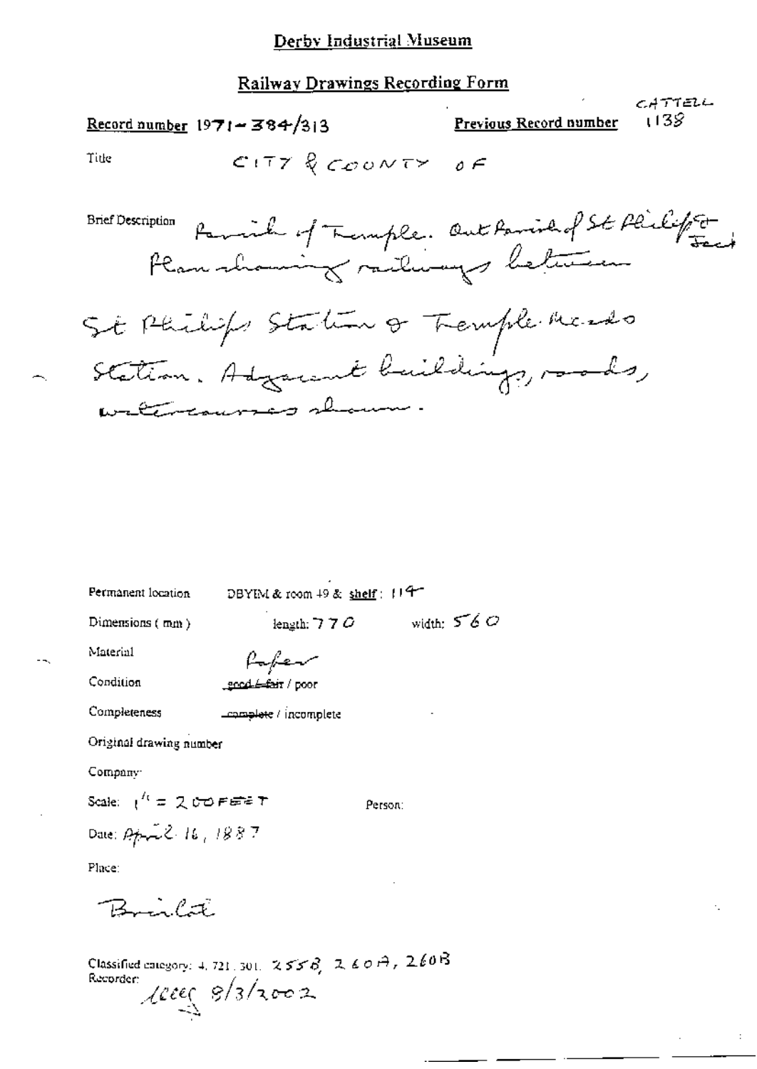# Derby Industrial Museum

## Railway Drawings Recording Form

**Record number** 1971-384/313

**Previous Record number** CATTELL 1138

Title CITY & COUNTY OF

Brief Description Parish of Temple. Out Parish of St Philip & Jacob. Plan showing railways between St Philips Station & Temple Meads Station. Adjacent buildings, roads, watercourses shown.

Permanent location DBYIM & room 49 & **shelf**: 114

Dimensions (mm) length: 770 width: 560

Material Paper

Condition ~~good / fair~~ / poor

Completeness ~~complete~~ / incomplete

Original drawing number

Company:

Scale: 1" = 200 FEET

Person:

Date: April 16, 1887

Place:

Bristol

Classified category: 4. 721. 301. 255B, 260A, 260B

Recorder: lcccs 8/3/2002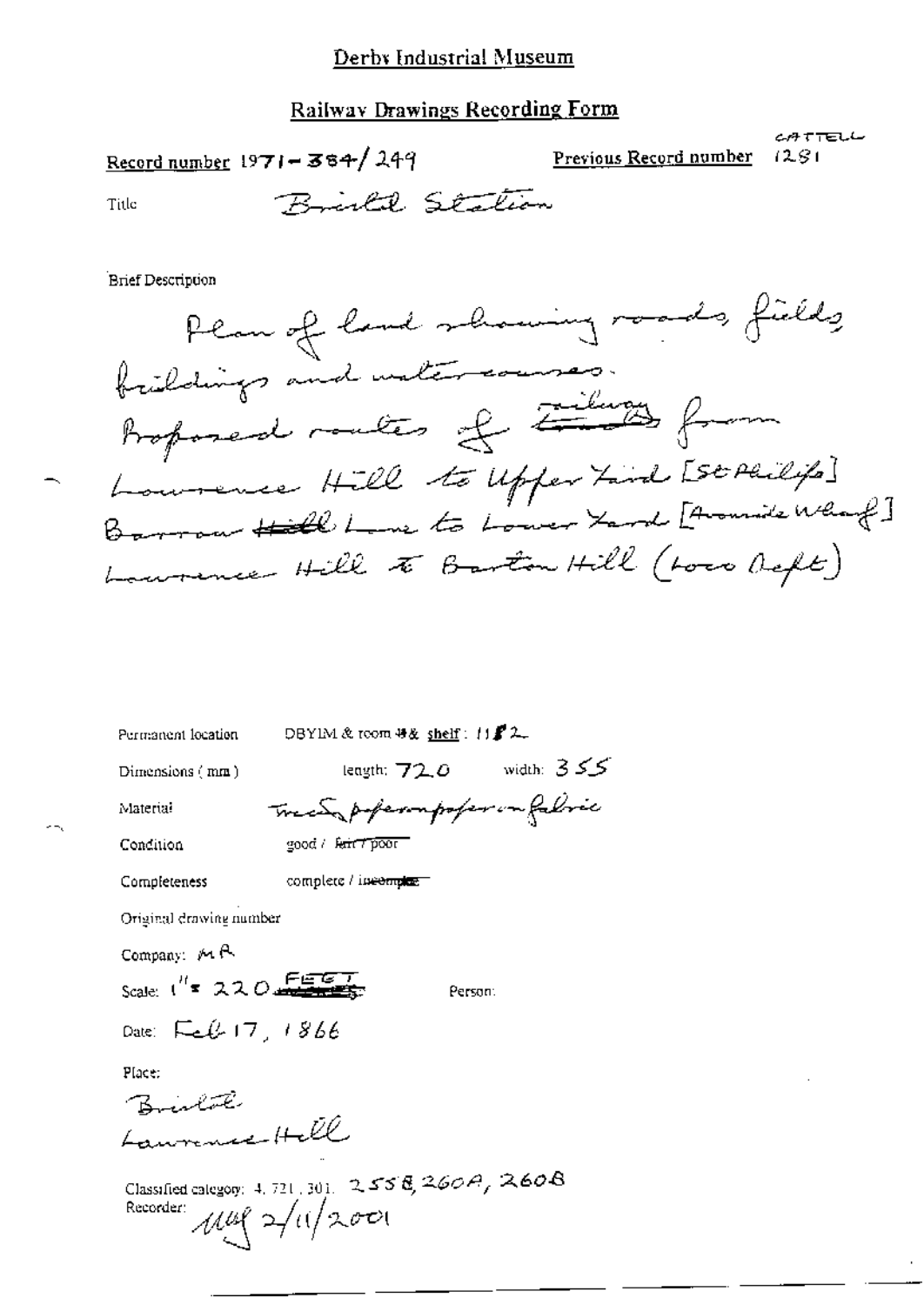Derby Industrial Museum

Railway Drawings Recording Form

Record number 1971-384/249

Previous Record number CATTELL 1281

Title Bristol Station

Brief Description

Plan of land showing roads, fields, buildings and watercourses.
Proposed routes of railway from Lawrence Hill to Upper Yard [St Philips]
Barrow Lane to Lower Yard [Avonside Wharf]
Lawrence Hill to Barton Hill (Loco Dept)

Permanent location DBYIM & room 4& shelf: 11 F 2

Dimensions (mm) length: 720 width: 355

Material Tracing paper on paper on fabric

Condition good / ~~fair / poor~~

Completeness complete / ~~incomplete~~

Original drawing number

Company: MR

Scale: 1" = 220 FEET

Person:

Date: Feb 17, 1866

Place:
Bristol
Lawrence Hill

Classified category: 4, 721, 301. 255B, 260A, 260B

Recorder: MM 2/11/2001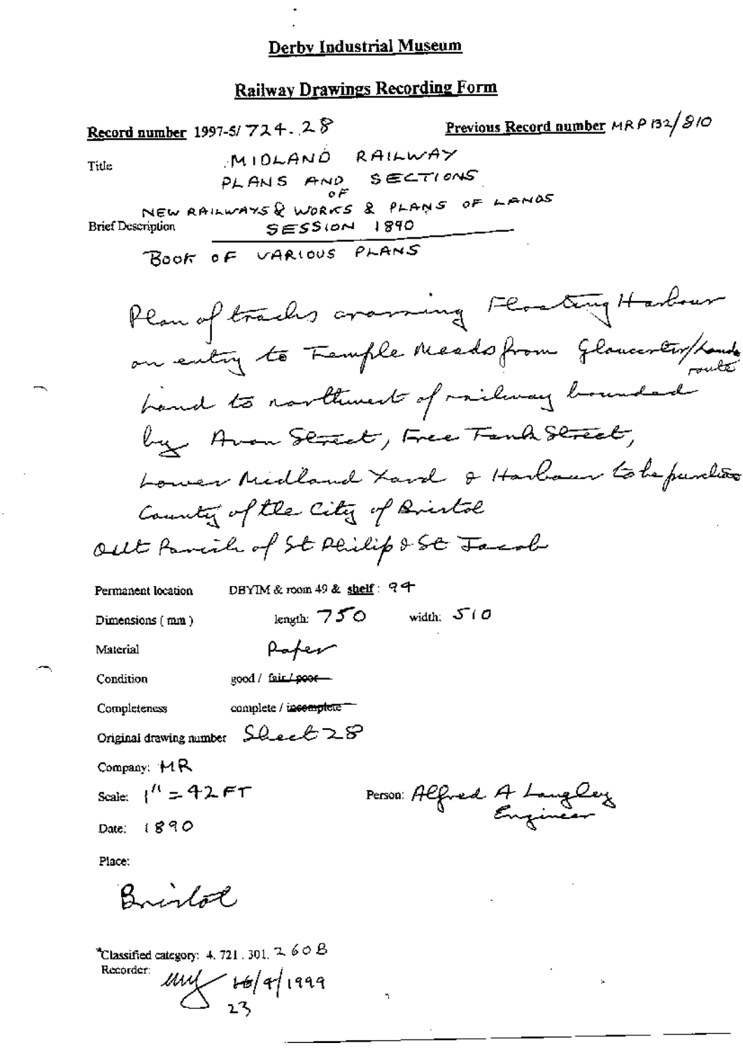# Derby Industrial Museum

## Railway Drawings Recording Form

**Record number** 1997-5/ 724. 28 **Previous Record number** MRP 132/810

Title: MIDLAND RAILWAY PLANS AND SECTIONS OF NEW RAILWAYS & WORKS & PLANS OF LANDS SESSION 1890

Brief Description: BOOK OF VARIOUS PLANS

Plan of tracks crossing Floating Harbour on entry to Temple Meads from Gloucester/London route

Land to northwest of railway bounded by Avon Street, Free Tank Street, Lower Midland Yard & Harbour to be purchased

County of the City of Bristol

Out Parish of St Philip & St Jacob

Permanent location: DBYIM & room 49 & **shelf**: 94

Dimensions (mm): length: 750 width: 510

Material: Paper

Condition: good / ~~fair / poor~~

Completeness: complete / ~~incomplete~~

Original drawing number: Sheet 28

Company: MR

Scale: 1" = 42 FT

Person: Alfred A Langley Engineer

Date: 1890

Place:

Bristol

*Classified category: 4. 721. 301. 260 B

Recorder: MW 16/4/1999

23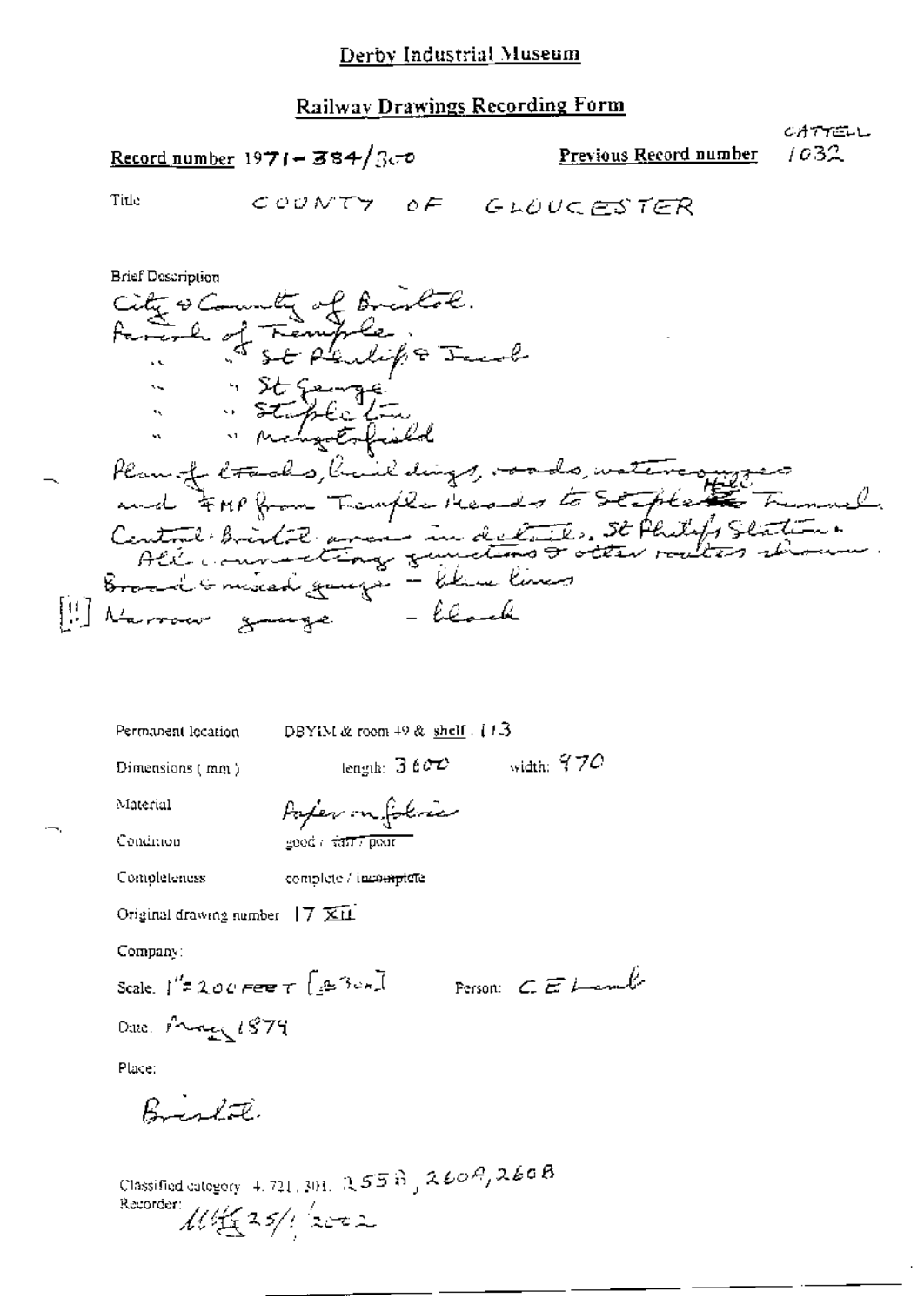Derby Industrial Museum

## Railway Drawings Recording Form

Record number 1971-384/300

Previous Record number CATTELL 1032

Title COUNTY OF GLOUCESTER

Brief Description

City & County of Bristol.
Parish of Temple.
" " St Philip & Jacob
" " St George
" " Stapleton
" " Mangotsfield
Plan of lands, buildings, roads, watercourses and FMP from Temple Meads to Staple Hill Tunnel.
Central Bristol area in details. St Philips Station.
All connecting junctions & other routes shown.
Broad & mixed gauge - blue lines
[!!] Narrow gauge - black

Permanent location DBYIM & room 49 & shelf: 113

Dimensions (mm) length: 3600 width: 970

Material Paper on fabric

Condition good / fair / poor

Completeness complete / incomplete

Original drawing number 17 XII

Company:

Scale: 1" = 200 FEET [≙ 3cm] Person: C E Lamb

Date: May 1879

Place:

Bristol.

Classified category 4.721.301. 255B, 260A, 260B

Recorder: MH 25/1/2002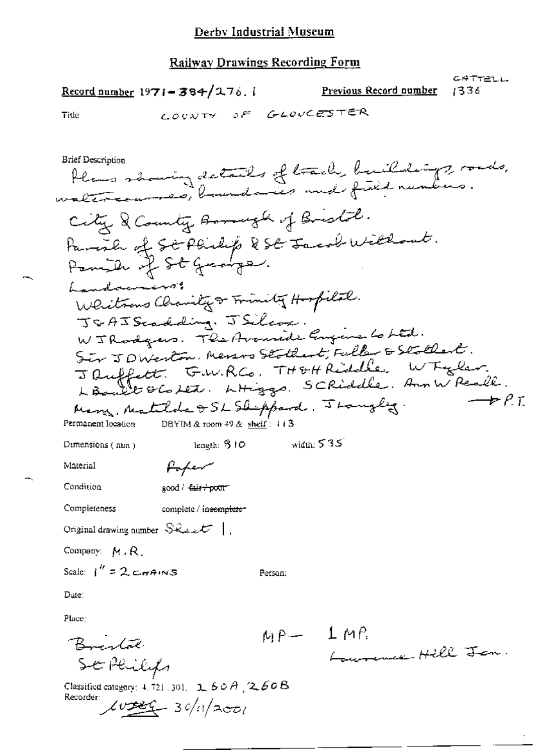# Derby Industrial Museum

## Railway Drawings Recording Form

**Record number** 1971-384/276.1 **Previous Record number** CATTELL 1336

**Title** COUNTY OF GLOUCESTER

**Brief Description**
Plans showing details of track, buildings, roads, watercourses, boundaries and field numbers.
City & County Borough of Bristol.
Parish of St Philip & St Jacob Without.
Parish of St George.
Landowners:
Whitsons Charity & Trinity Hospital.
J & A J Scadding. J Silcox.
W J Rodgers. The Avonside Engine Co Ltd.
Sir J D Weston. Messrs Stothert, Fuller & Stothert.
J Ruffett. G.W.R.Co. TH & H Riddle. W Tyler.
L Boult & Co Ltd. L Higgs. S C Riddle. Ann W Reall.
Mary, Matilda & S L Sheppard. J Langley. → P.T.

**Permanent location** DBYIM & room 49 & shelf: 113

**Dimensions (mm)** length: 810 width: 535

**Material** Paper

**Condition** good / ~~fair / poor~~

**Completeness** complete / ~~incomplete~~

**Original drawing number** Sheet 1.

**Company:** M.R.

**Scale:** 1" = 2 CHAINS **Person:**

**Date:**

**Place:**
Bristol
St Philips

MP — 1 MP.
Lawrence Hill Jcn.

**Classified category:** 4.721.301. 260A, 260B

**Recorder:** [initials] 30/11/2001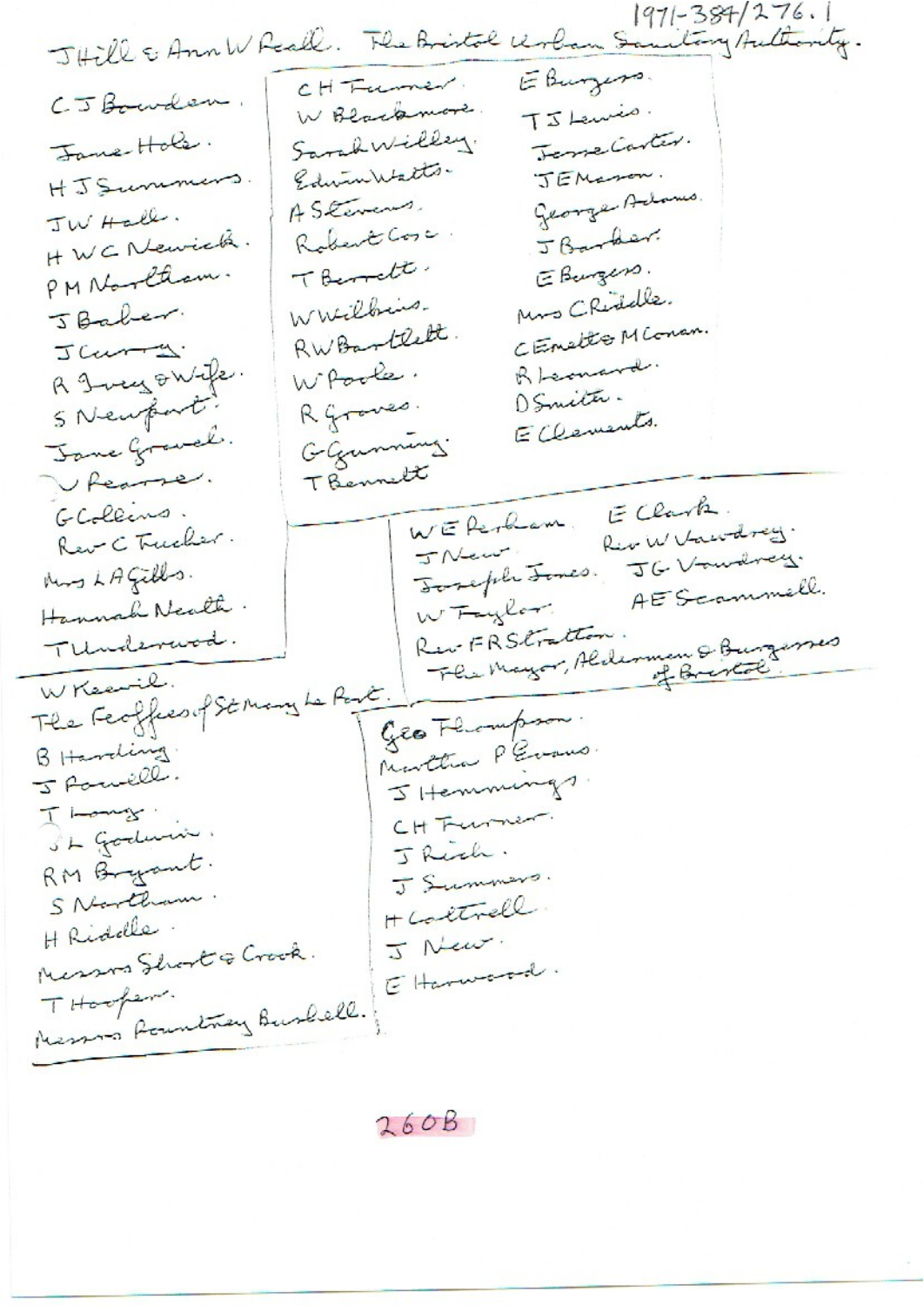1971-384/276.1

J Hill & Ann W Reall. The Bristol Urban Sanitary Authority.

C J Bowden.
Jane Hole.
H J Summers.
J W Hall.
H W C Newick.
P M Northam.
J Baker.
J Curry.
R Ivey & Wife.
S Newport.
Jane Gravel.
V Pearse.
G Collins.
Rev C Tucker.
Mrs L A Gibbs.
Hannah Neath.
T Underwood.

C H Turner.
W Blackmore.
Sarah Willey.
Edwin Watts.
A Stevens.
Robert Cox.
T Berrett.
W Wilkins.
R W Bartlett.
W Poole.
R Groves.
G Gunning.
T Bennett

E Burgess.
T J Lewis.
Jesse Carter.
J E Mason.
George Adams.
J Barker.
E Burgess.
Mrs C Riddle.
C Emett & M Conan.
R Leonard.
D Smith.
E Clements.

W E Perham.
J New.
Joseph Jones.
W Taylor.
Rev F R Stratton.
The Mayor, Aldermen & Burgesses of Bristol

E Clark.
Rev W Vawdrey.
J G Vawdrey.
A E Scammell.

W Keevil.
The Feoffees of St Mary Le Port.
B Harding.
J Powell.
T Long.
J L Godwin.
R M Bryant.
S Northam.
H Riddle.
Messrs Short & Crook.
T Hooper.
Messrs Rowntree Bushell.

Geo Thompson.
Martha P Evans.
J Hemmings.
C H Turner.
J Rich.
J Summers.
H Cottrell.
J New.
E Harwood.

260B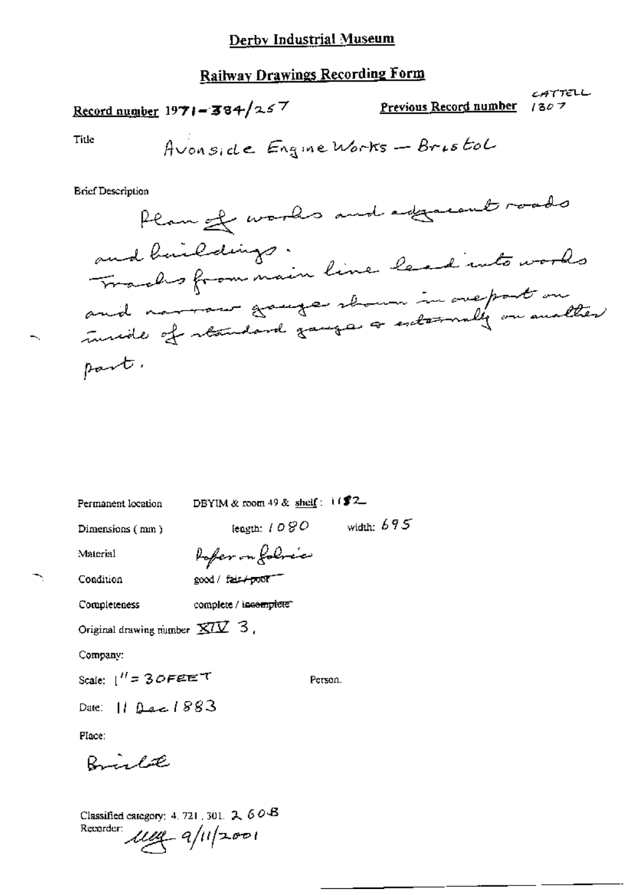# Derby Industrial Museum

## Railway Drawings Recording Form

**Record number** 1971-384/257 **Previous Record number** CATTELL 1307

Title

Avonside Engine Works — Bristol

Brief Description

Plan of works and adjacent roads and buildings. Tracks from main line lead into works and narrow gauge shown in one part on inside of standard gauge & externally on another part.

Permanent location DBYIM & room 49 & shelf: 1182

Dimensions (mm) length: 1080 width: 695

Material Paper on fabric

Condition good / ~~fair / poor~~

Completeness complete / ~~incomplete~~

Original drawing number XIV 3,

Company:

Scale: 1" = 30FEET Person.

Date: 11 Dec 1883

Place:

Bristol

Classified category: 4. 721, 301. 2,60B

Recorder: ULG 9/11/2001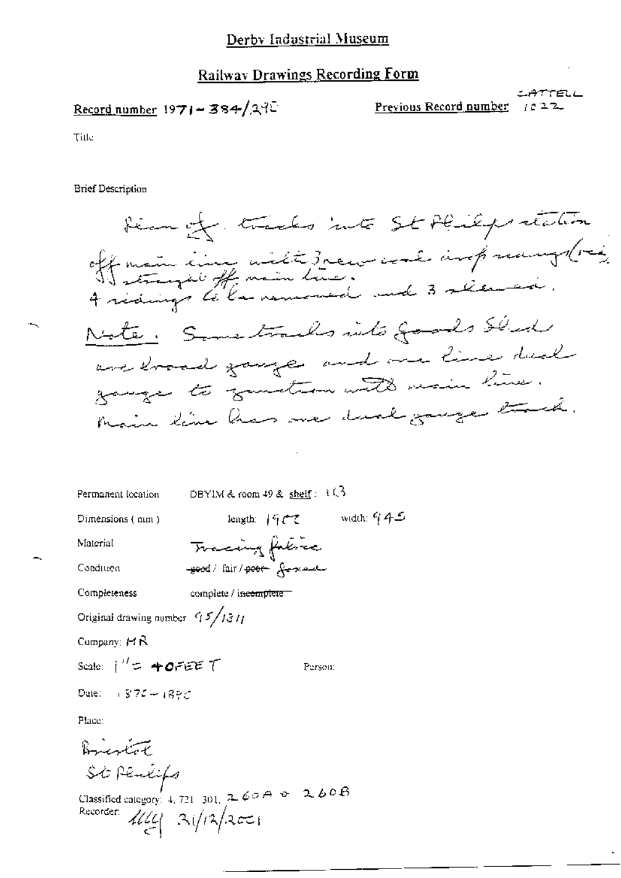Derby Industrial Museum

## Railway Drawings Recording Form

Record number 1971-384/296

Previous Record number CATTELL 1022

Title

Brief Description

Plan of tracks into St Philips station off main line with 3 new coal drop roads (via straight off main line). 4 sidings to be removed and 3 altered.

Note. Some tracks into Goods Shed are broad gauge and one line dual gauge to junction with main line. Main line has one dual gauge track.

Permanent location DBYIM & room 49 & shelf: 103

Dimensions (mm) length: 1902 width: 945

Material Tracing fabric

Condition ~~good~~ / fair / ~~poor~~ foxed

Completeness complete / ~~incomplete~~

Original drawing number 95/1311

Company: MR

Scale: 1" = 40 FEET

Person:

Date: 1870-1890

Place:

Bristol

St Philips

Classified category: 4, 721, 301, 260A & 260B

Recorder: MG 31/12/2001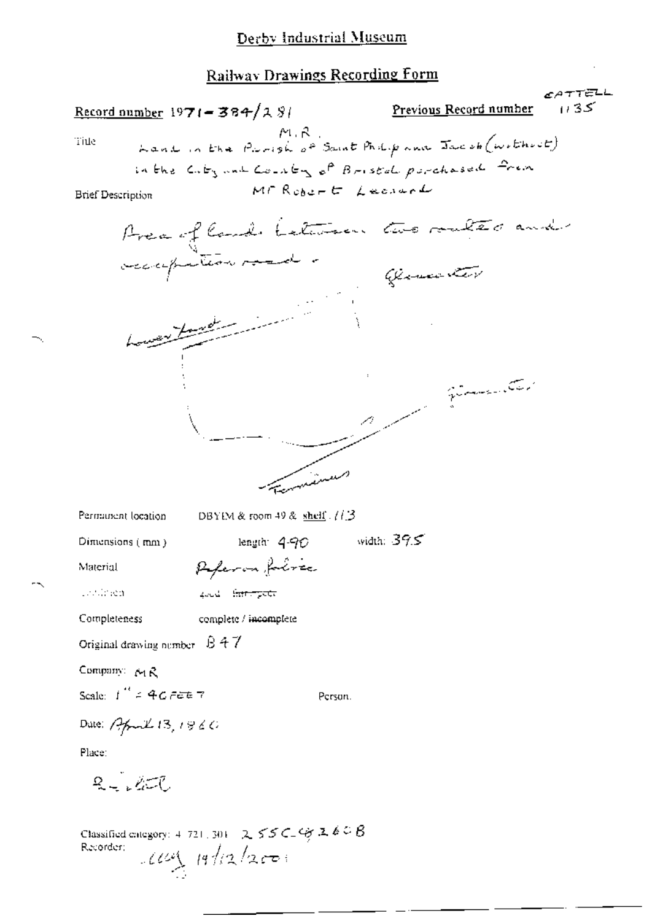Derby Industrial Museum

Railway Drawings Recording Form

Record number 1971-384/281

Previous Record number CATTELL 1135

Title M.R. Land in the Parish of Saint Philip and Jacob (without) in the City and County of Bristol purchased from Mr Robert Leonard

Brief Description

Area of land between two routes and occupation road.

Gloucester

Lower land

Gloucester

Terminus

Permanent location DBYIM & room 49 & shelf: 113

Dimensions (mm) length: 490 width: 395

Material Paper on fabric

Condition good ~~fair/poor~~

Completeness complete / ~~incomplete~~

Original drawing number B47

Company: MR

Scale: 1" = 40 FEET

Person.

Date: April 13, 1860

Place:

Bristol

Classified category: 4.721.301 255C-49260B

Recorder: 19/12/2001